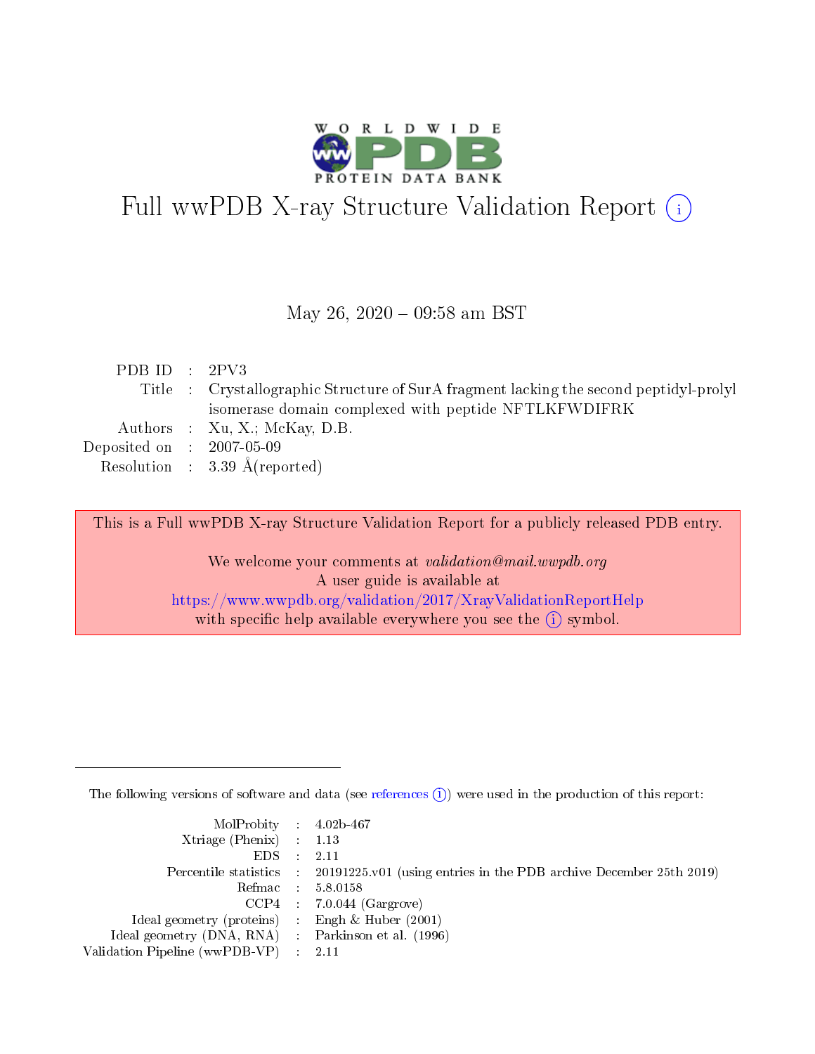# Full wwPDB X-ray Structure Validation Report

May 26, 2020 – 09:58 am BST

| | | |
|---|---|---|
| PDB ID | : | 2PV3 |
| Title | : | Crystallographic Structure of SurA fragment lacking the second peptidyl-prolyl isomerase domain complexed with peptide NFTLKFWDIFRK |
| Authors | : | Xu, X.; McKay, D.B. |
| Deposited on | : | 2007-05-09 |
| Resolution | : | 3.39 Å(reported) |

This is a Full wwPDB X-ray Structure Validation Report for a publicly released PDB entry.

We welcome your comments at *validation@mail.wwpdb.org*
A user guide is available at
https://www.wwpdb.org/validation/2017/XrayValidationReportHelp
with specific help available everywhere you see the (i) symbol.

The following versions of software and data (see references (i)) were used in the production of this report:

| | | |
|---|---|---|
| MolProbity | : | 4.02b-467 |
| Xtriage (Phenix) | : | 1.13 |
| EDS | : | 2.11 |
| Percentile statistics | : | 20191225.v01 (using entries in the PDB archive December 25th 2019) |
| Refmac | : | 5.8.0158 |
| CCP4 | : | 7.0.044 (Gargrove) |
| Ideal geometry (proteins) | : | Engh & Huber (2001) |
| Ideal geometry (DNA, RNA) | : | Parkinson et al. (1996) |
| Validation Pipeline (wwPDB-VP) | : | 2.11 |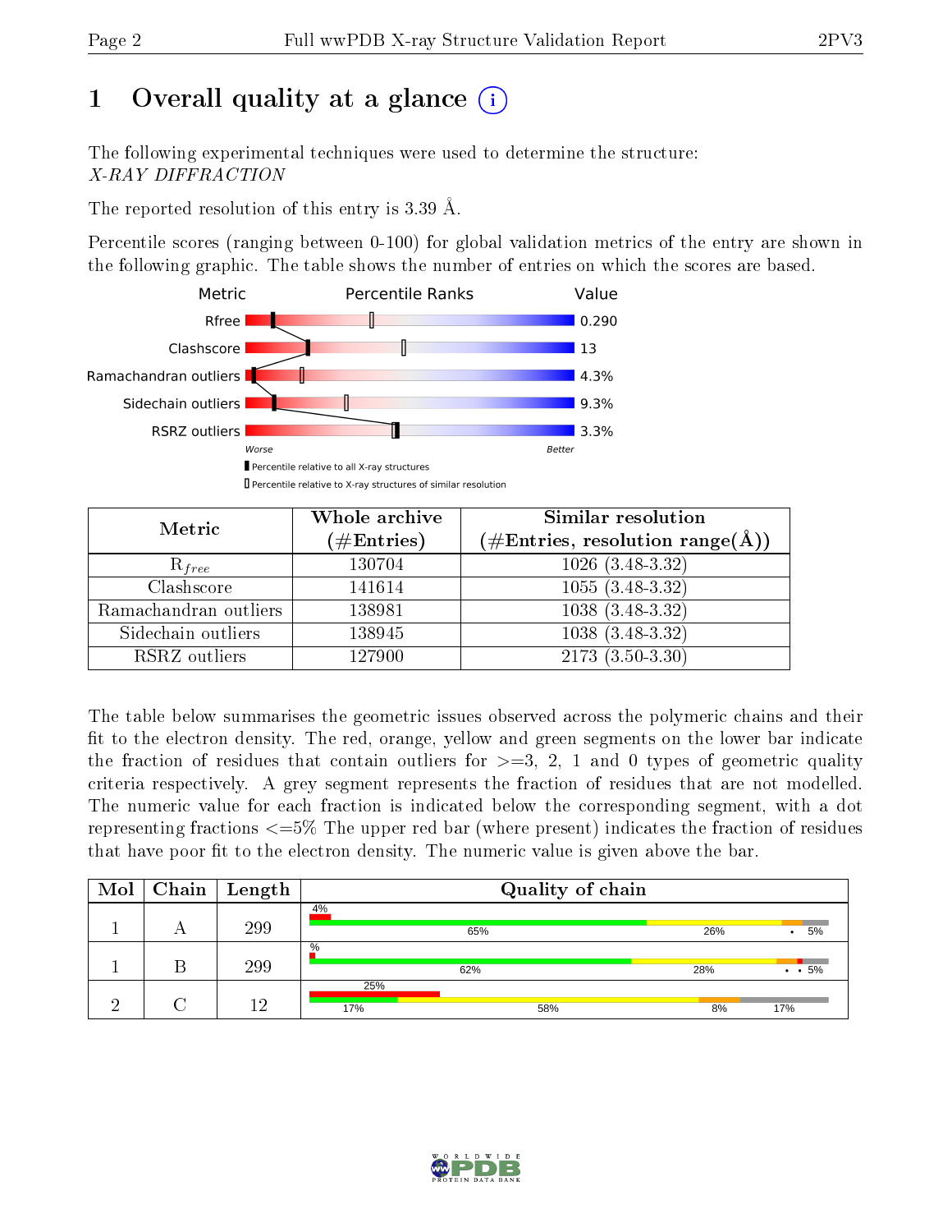# 1 Overall quality at a glance (i)

The following experimental techniques were used to determine the structure:
*X-RAY DIFFRACTION*

The reported resolution of this entry is 3.39 Å.

Percentile scores (ranging between 0-100) for global validation metrics of the entry are shown in the following graphic. The table shows the number of entries on which the scores are based.

| Metric | Value |
|---|---|
| Rfree | 0.290 |
| Clashscore | 13 |
| Ramachandran outliers | 4.3% |
| Sidechain outliers | 9.3% |
| RSRZ outliers | 3.3% |

| Metric | Whole archive (#Entries) | Similar resolution (#Entries, resolution range(Å)) |
|---|---|---|
| $R_{free}$ | 130704 | 1026 (3.48-3.32) |
| Clashscore | 141614 | 1055 (3.48-3.32) |
| Ramachandran outliers | 138981 | 1038 (3.48-3.32) |
| Sidechain outliers | 138945 | 1038 (3.48-3.32) |
| RSRZ outliers | 127900 | 2173 (3.50-3.30) |

The table below summarises the geometric issues observed across the polymeric chains and their fit to the electron density. The red, orange, yellow and green segments on the lower bar indicate the fraction of residues that contain outliers for >=3, 2, 1 and 0 types of geometric quality criteria respectively. A grey segment represents the fraction of residues that are not modelled. The numeric value for each fraction is indicated below the corresponding segment, with a dot representing fractions <=5% The upper red bar (where present) indicates the fraction of residues that have poor fit to the electron density. The numeric value is given above the bar.

| Mol | Chain | Length | Quality of chain |
|---|---|---|---|
| 1 | A | 299 | 4%; 65%, 26%, •, 5% |
| 1 | B | 299 | %; 62%, 28%, • •, 5% |
| 2 | C | 12 | 25%; 17%, 58%, 8%, 17% |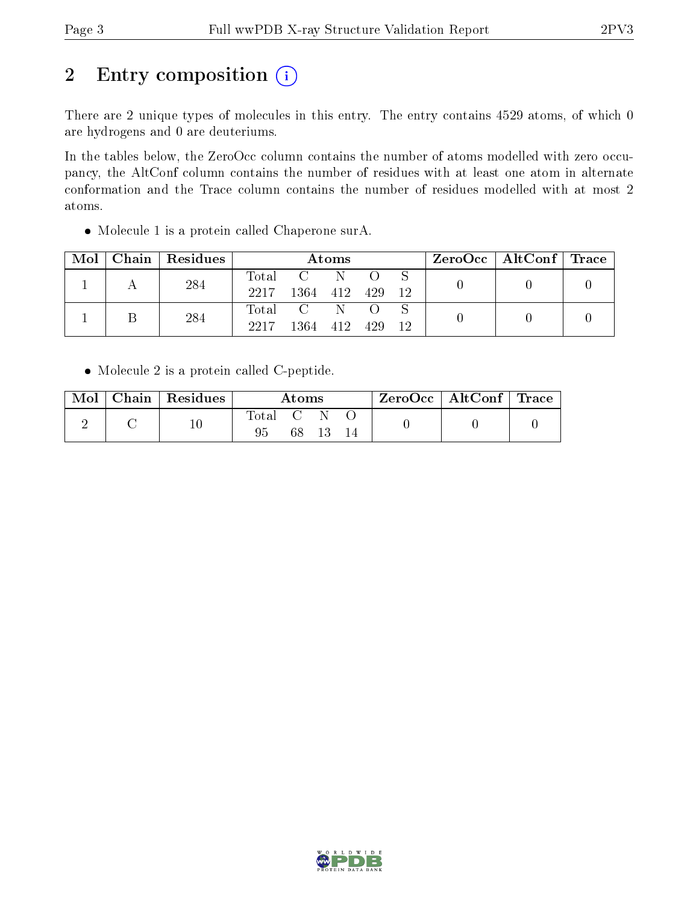# 2 Entry composition (i)

There are 2 unique types of molecules in this entry. The entry contains 4529 atoms, of which 0 are hydrogens and 0 are deuteriums.

In the tables below, the ZeroOcc column contains the number of atoms modelled with zero occupancy, the AltConf column contains the number of residues with at least one atom in alternate conformation and the Trace column contains the number of residues modelled with at most 2 atoms.

- Molecule 1 is a protein called Chaperone surA.

| Mol | Chain | Residues | Atoms | | | | | ZeroOcc | AltConf | Trace |
|---|---|---|---|---|---|---|---|---|---|---|
| 1 | A | 284 | Total 2217 | C 1364 | N 412 | O 429 | S 12 | 0 | 0 | 0 |
| 1 | B | 284 | Total 2217 | C 1364 | N 412 | O 429 | S 12 | 0 | 0 | 0 |

- Molecule 2 is a protein called C-peptide.

| Mol | Chain | Residues | Atoms | | | | ZeroOcc | AltConf | Trace |
|---|---|---|---|---|---|---|---|---|---|
| 2 | C | 10 | Total 95 | C 68 | N 13 | O 14 | 0 | 0 | 0 |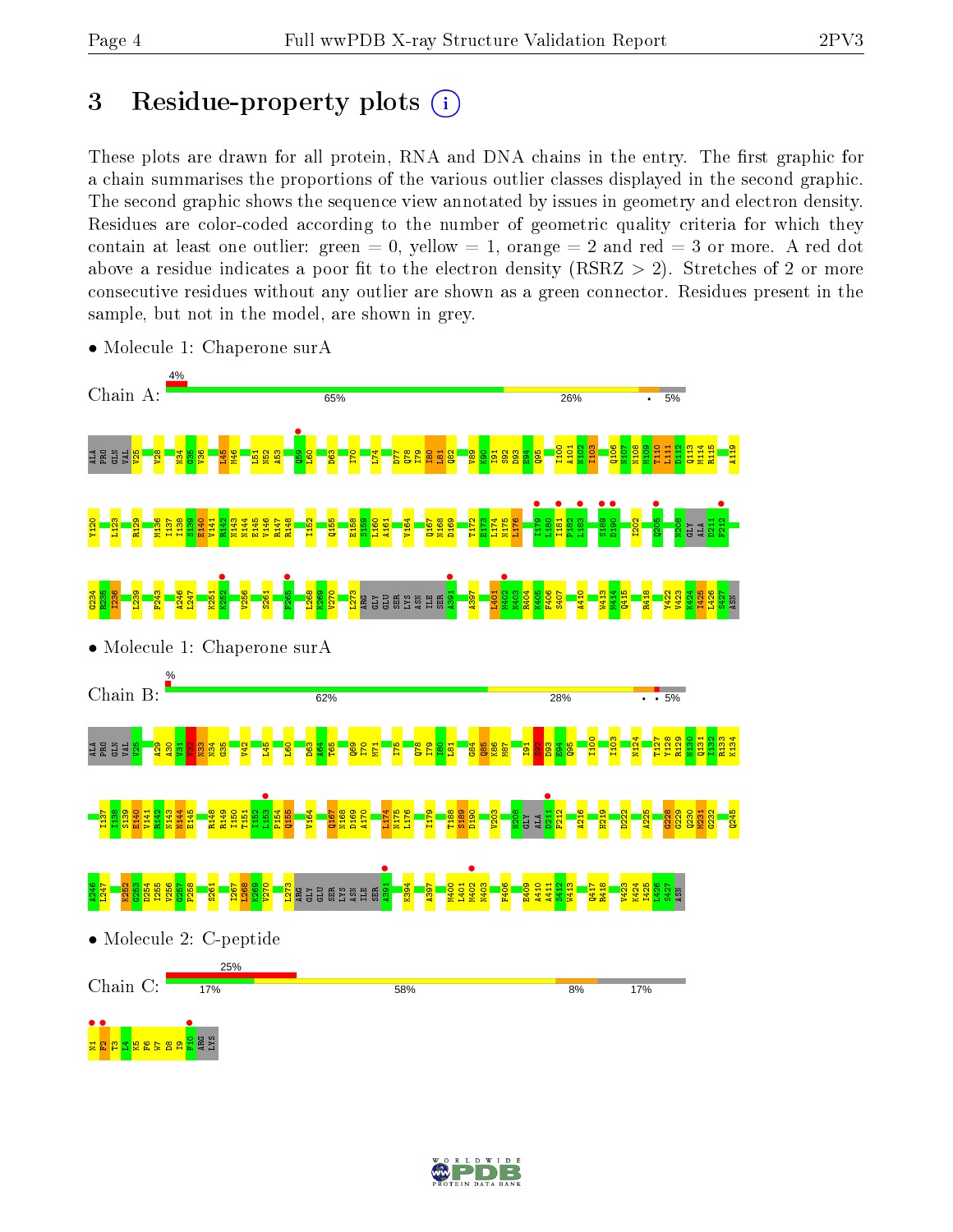# 3 Residue-property plots

These plots are drawn for all protein, RNA and DNA chains in the entry. The first graphic for a chain summarises the proportions of the various outlier classes displayed in the second graphic. The second graphic shows the sequence view annotated by issues in geometry and electron density. Residues are color-coded according to the number of geometric quality criteria for which they contain at least one outlier: green = 0, yellow = 1, orange = 2 and red = 3 or more. A red dot above a residue indicates a poor fit to the electron density (RSRZ > 2). Stretches of 2 or more consecutive residues without any outlier are shown as a green connector. Residues present in the sample, but not in the model, are shown in grey.

- Molecule 1: Chaperone surA

Chain A: 4% | 65% | 26% | • | 5%

- Molecule 1: Chaperone surA

Chain B: % | 62% | 28% | • • | 5%

- Molecule 2: C-peptide

Chain C: 25% | 17% | 58% | 8% | 17%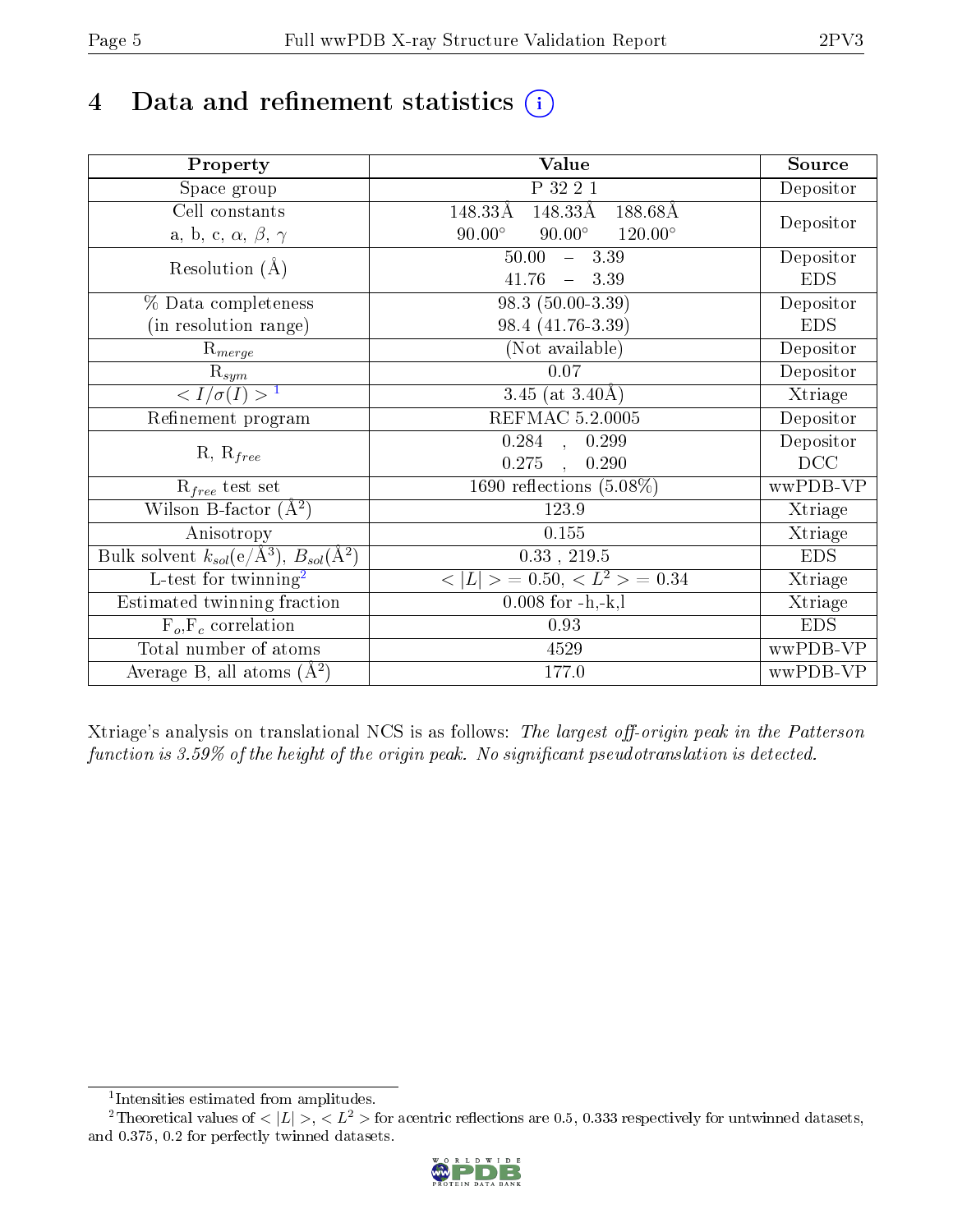# 4 Data and refinement statistics (i)

| Property | Value | Source |
| --- | --- | --- |
| Space group | P 32 2 1 | Depositor |
| Cell constants<br>a, b, c, $\alpha$, $\beta$, $\gamma$ | 148.33Å 148.33Å 188.68Å<br>90.00° 90.00° 120.00° | Depositor |
| Resolution (Å) | 50.00 – 3.39<br>41.76 – 3.39 | Depositor<br>EDS |
| % Data completeness<br>(in resolution range) | 98.3 (50.00-3.39)<br>98.4 (41.76-3.39) | Depositor<br>EDS |
| $R_{merge}$ | (Not available) | Depositor |
| $R_{sym}$ | 0.07 | Depositor |
| $< I/\sigma(I) >$ [1] | 3.45 (at 3.40Å) | Xtriage |
| Refinement program | REFMAC 5.2.0005 | Depositor |
| R, $R_{free}$ | 0.284 , 0.299<br>0.275 , 0.290 | Depositor<br>DCC |
| $R_{free}$ test set | 1690 reflections (5.08%) | wwPDB-VP |
| Wilson B-factor (Å$^2$) | 123.9 | Xtriage |
| Anisotropy | 0.155 | Xtriage |
| Bulk solvent $k_{sol}$(e/Å$^3$), $B_{sol}$(Å$^2$) | 0.33 , 219.5 | EDS |
| L-test for twinning[2] | $< \|L\| > = 0.50$, $< L^2 > = 0.34$ | Xtriage |
| Estimated twinning fraction | 0.008 for -h,-k,l | Xtriage |
| $F_o$,$F_c$ correlation | 0.93 | EDS |
| Total number of atoms | 4529 | wwPDB-VP |
| Average B, all atoms (Å$^2$) | 177.0 | wwPDB-VP |

Xtriage's analysis on translational NCS is as follows: *The largest off-origin peak in the Patterson function is 3.59% of the height of the origin peak. No significant pseudotranslation is detected.*

[1] Intensities estimated from amplitudes.

[2] Theoretical values of $< |L| >$, $< L^2 >$ for acentric reflections are 0.5, 0.333 respectively for untwinned datasets, and 0.375, 0.2 for perfectly twinned datasets.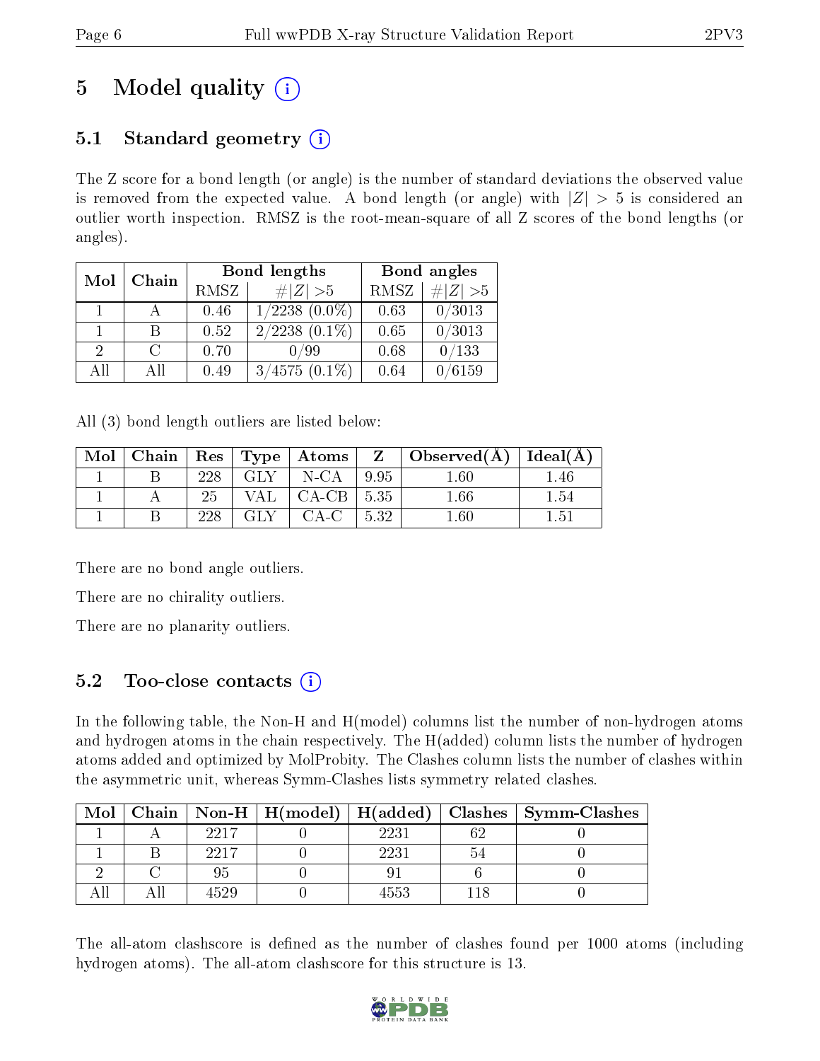# 5 Model quality (i)

## 5.1 Standard geometry (i)

The Z score for a bond length (or angle) is the number of standard deviations the observed value is removed from the expected value. A bond length (or angle) with $|Z| > 5$ is considered an outlier worth inspection. RMSZ is the root-mean-square of all Z scores of the bond lengths (or angles).

| Mol | Chain | Bond lengths | | Bond angles | |
|---|---|---|---|---|---|
| | | RMSZ | $\#\|Z\| > 5$ | RMSZ | $\#\|Z\| > 5$ |
| 1 | A | 0.46 | 1/2238 (0.0%) | 0.63 | 0/3013 |
| 1 | B | 0.52 | 2/2238 (0.1%) | 0.65 | 0/3013 |
| 2 | C | 0.70 | 0/99 | 0.68 | 0/133 |
| All | All | 0.49 | 3/4575 (0.1%) | 0.64 | 0/6159 |

All (3) bond length outliers are listed below:

| Mol | Chain | Res | Type | Atoms | Z | Observed(Å) | Ideal(Å) |
|---|---|---|---|---|---|---|---|
| 1 | B | 228 | GLY | N-CA | 9.95 | 1.60 | 1.46 |
| 1 | A | 25 | VAL | CA-CB | 5.35 | 1.66 | 1.54 |
| 1 | B | 228 | GLY | CA-C | 5.32 | 1.60 | 1.51 |

There are no bond angle outliers.

There are no chirality outliers.

There are no planarity outliers.

## 5.2 Too-close contacts (i)

In the following table, the Non-H and H(model) columns list the number of non-hydrogen atoms and hydrogen atoms in the chain respectively. The H(added) column lists the number of hydrogen atoms added and optimized by MolProbity. The Clashes column lists the number of clashes within the asymmetric unit, whereas Symm-Clashes lists symmetry related clashes.

| Mol | Chain | Non-H | H(model) | H(added) | Clashes | Symm-Clashes |
|---|---|---|---|---|---|---|
| 1 | A | 2217 | 0 | 2231 | 62 | 0 |
| 1 | B | 2217 | 0 | 2231 | 54 | 0 |
| 2 | C | 95 | 0 | 91 | 6 | 0 |
| All | All | 4529 | 0 | 4553 | 118 | 0 |

The all-atom clashscore is defined as the number of clashes found per 1000 atoms (including hydrogen atoms). The all-atom clashscore for this structure is 13.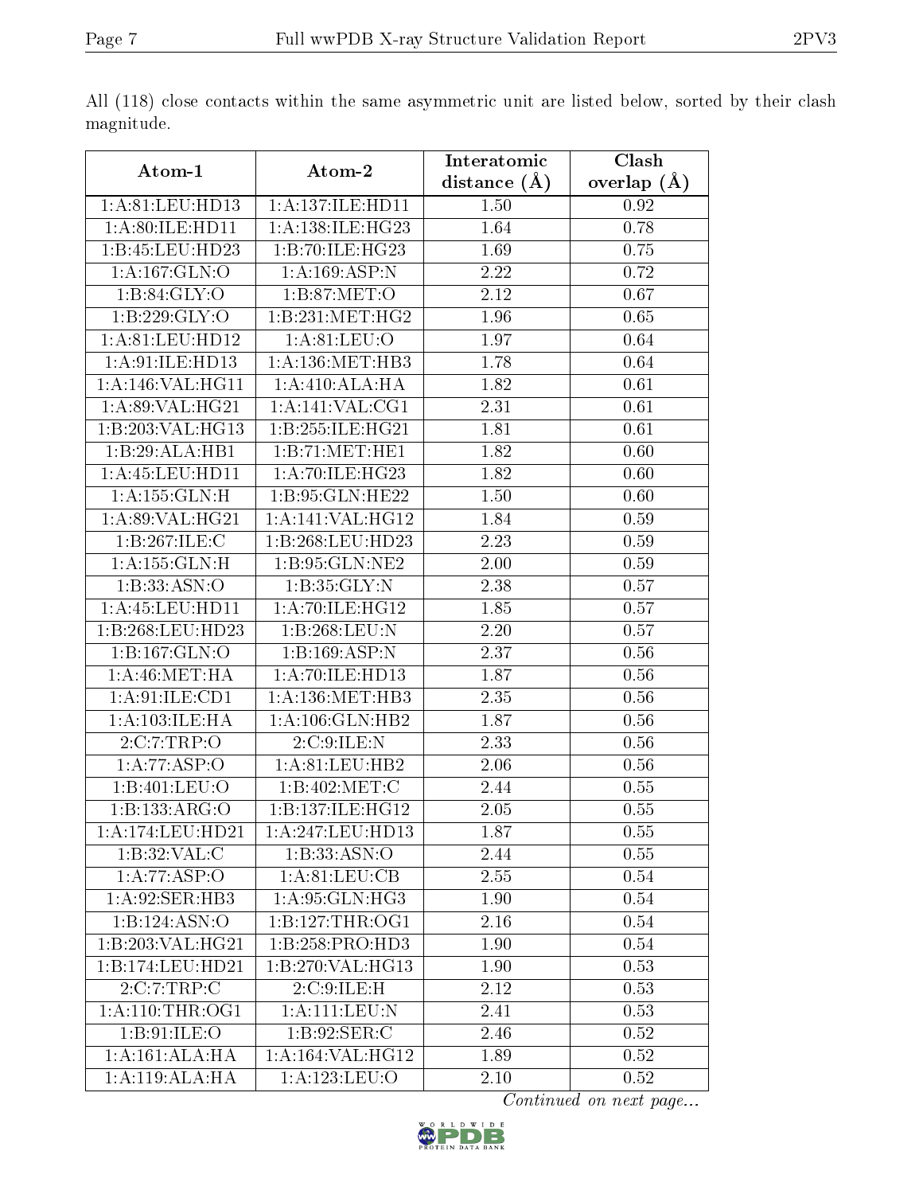All (118) close contacts within the same asymmetric unit are listed below, sorted by their clash magnitude.

| Atom-1 | Atom-2 | Interatomic distance (Å) | Clash overlap (Å) |
|---|---|---|---|
| 1:A:81:LEU:HD13 | 1:A:137:ILE:HD11 | 1.50 | 0.92 |
| 1:A:80:ILE:HD11 | 1:A:138:ILE:HG23 | 1.64 | 0.78 |
| 1:B:45:LEU:HD23 | 1:B:70:ILE:HG23 | 1.69 | 0.75 |
| 1:A:167:GLN:O | 1:A:169:ASP:N | 2.22 | 0.72 |
| 1:B:84:GLY:O | 1:B:87:MET:O | 2.12 | 0.67 |
| 1:B:229:GLY:O | 1:B:231:MET:HG2 | 1.96 | 0.65 |
| 1:A:81:LEU:HD12 | 1:A:81:LEU:O | 1.97 | 0.64 |
| 1:A:91:ILE:HD13 | 1:A:136:MET:HB3 | 1.78 | 0.64 |
| 1:A:146:VAL:HG11 | 1:A:410:ALA:HA | 1.82 | 0.61 |
| 1:A:89:VAL:HG21 | 1:A:141:VAL:CG1 | 2.31 | 0.61 |
| 1:B:203:VAL:HG13 | 1:B:255:ILE:HG21 | 1.81 | 0.61 |
| 1:B:29:ALA:HB1 | 1:B:71:MET:HE1 | 1.82 | 0.60 |
| 1:A:45:LEU:HD11 | 1:A:70:ILE:HG23 | 1.82 | 0.60 |
| 1:A:155:GLN:H | 1:B:95:GLN:HE22 | 1.50 | 0.60 |
| 1:A:89:VAL:HG21 | 1:A:141:VAL:HG12 | 1.84 | 0.59 |
| 1:B:267:ILE:C | 1:B:268:LEU:HD23 | 2.23 | 0.59 |
| 1:A:155:GLN:H | 1:B:95:GLN:NE2 | 2.00 | 0.59 |
| 1:B:33:ASN:O | 1:B:35:GLY:N | 2.38 | 0.57 |
| 1:A:45:LEU:HD11 | 1:A:70:ILE:HG12 | 1.85 | 0.57 |
| 1:B:268:LEU:HD23 | 1:B:268:LEU:N | 2.20 | 0.57 |
| 1:B:167:GLN:O | 1:B:169:ASP:N | 2.37 | 0.56 |
| 1:A:46:MET:HA | 1:A:70:ILE:HD13 | 1.87 | 0.56 |
| 1:A:91:ILE:CD1 | 1:A:136:MET:HB3 | 2.35 | 0.56 |
| 1:A:103:ILE:HA | 1:A:106:GLN:HB2 | 1.87 | 0.56 |
| 2:C:7:TRP:O | 2:C:9:ILE:N | 2.33 | 0.56 |
| 1:A:77:ASP:O | 1:A:81:LEU:HB2 | 2.06 | 0.56 |
| 1:B:401:LEU:O | 1:B:402:MET:C | 2.44 | 0.55 |
| 1:B:133:ARG:O | 1:B:137:ILE:HG12 | 2.05 | 0.55 |
| 1:A:174:LEU:HD21 | 1:A:247:LEU:HD13 | 1.87 | 0.55 |
| 1:B:32:VAL:C | 1:B:33:ASN:O | 2.44 | 0.55 |
| 1:A:77:ASP:O | 1:A:81:LEU:CB | 2.55 | 0.54 |
| 1:A:92:SER:HB3 | 1:A:95:GLN:HG3 | 1.90 | 0.54 |
| 1:B:124:ASN:O | 1:B:127:THR:OG1 | 2.16 | 0.54 |
| 1:B:203:VAL:HG21 | 1:B:258:PRO:HD3 | 1.90 | 0.54 |
| 1:B:174:LEU:HD21 | 1:B:270:VAL:HG13 | 1.90 | 0.53 |
| 2:C:7:TRP:C | 2:C:9:ILE:H | 2.12 | 0.53 |
| 1:A:110:THR:OG1 | 1:A:111:LEU:N | 2.41 | 0.53 |
| 1:B:91:ILE:O | 1:B:92:SER:C | 2.46 | 0.52 |
| 1:A:161:ALA:HA | 1:A:164:VAL:HG12 | 1.89 | 0.52 |
| 1:A:119:ALA:HA | 1:A:123:LEU:O | 2.10 | 0.52 |

*Continued on next page...*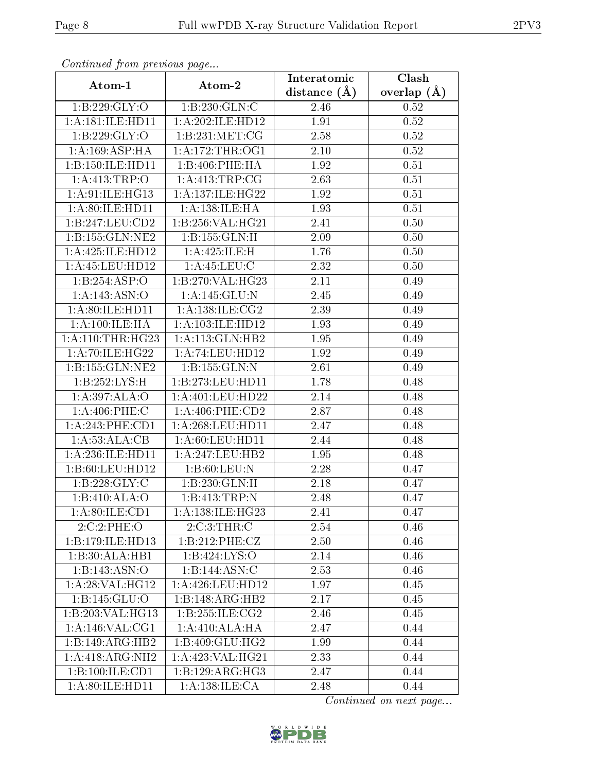*Continued from previous page...*

| Atom-1 | Atom-2 | Interatomic distance (Å) | Clash overlap (Å) |
|---|---|---|---|
| 1:B:229:GLY:O | 1:B:230:GLN:C | 2.46 | 0.52 |
| 1:A:181:ILE:HD11 | 1:A:202:ILE:HD12 | 1.91 | 0.52 |
| 1:B:229:GLY:O | 1:B:231:MET:CG | 2.58 | 0.52 |
| 1:A:169:ASP:HA | 1:A:172:THR:OG1 | 2.10 | 0.52 |
| 1:B:150:ILE:HD11 | 1:B:406:PHE:HA | 1.92 | 0.51 |
| 1:A:413:TRP:O | 1:A:413:TRP:CG | 2.63 | 0.51 |
| 1:A:91:ILE:HG13 | 1:A:137:ILE:HG22 | 1.92 | 0.51 |
| 1:A:80:ILE:HD11 | 1:A:138:ILE:HA | 1.93 | 0.51 |
| 1:B:247:LEU:CD2 | 1:B:256:VAL:HG21 | 2.41 | 0.50 |
| 1:B:155:GLN:NE2 | 1:B:155:GLN:H | 2.09 | 0.50 |
| 1:A:425:ILE:HD12 | 1:A:425:ILE:H | 1.76 | 0.50 |
| 1:A:45:LEU:HD12 | 1:A:45:LEU:C | 2.32 | 0.50 |
| 1:B:254:ASP:O | 1:B:270:VAL:HG23 | 2.11 | 0.49 |
| 1:A:143:ASN:O | 1:A:145:GLU:N | 2.45 | 0.49 |
| 1:A:80:ILE:HD11 | 1:A:138:ILE:CG2 | 2.39 | 0.49 |
| 1:A:100:ILE:HA | 1:A:103:ILE:HD12 | 1.93 | 0.49 |
| 1:A:110:THR:HG23 | 1:A:113:GLN:HB2 | 1.95 | 0.49 |
| 1:A:70:ILE:HG22 | 1:A:74:LEU:HD12 | 1.92 | 0.49 |
| 1:B:155:GLN:NE2 | 1:B:155:GLN:N | 2.61 | 0.49 |
| 1:B:252:LYS:H | 1:B:273:LEU:HD11 | 1.78 | 0.48 |
| 1:A:397:ALA:O | 1:A:401:LEU:HD22 | 2.14 | 0.48 |
| 1:A:406:PHE:C | 1:A:406:PHE:CD2 | 2.87 | 0.48 |
| 1:A:243:PHE:CD1 | 1:A:268:LEU:HD11 | 2.47 | 0.48 |
| 1:A:53:ALA:CB | 1:A:60:LEU:HD11 | 2.44 | 0.48 |
| 1:A:236:ILE:HD11 | 1:A:247:LEU:HB2 | 1.95 | 0.48 |
| 1:B:60:LEU:HD12 | 1:B:60:LEU:N | 2.28 | 0.47 |
| 1:B:228:GLY:C | 1:B:230:GLN:H | 2.18 | 0.47 |
| 1:B:410:ALA:O | 1:B:413:TRP:N | 2.48 | 0.47 |
| 1:A:80:ILE:CD1 | 1:A:138:ILE:HG23 | 2.41 | 0.47 |
| 2:C:2:PHE:O | 2:C:3:THR:C | 2.54 | 0.46 |
| 1:B:179:ILE:HD13 | 1:B:212:PHE:CZ | 2.50 | 0.46 |
| 1:B:30:ALA:HB1 | 1:B:424:LYS:O | 2.14 | 0.46 |
| 1:B:143:ASN:O | 1:B:144:ASN:C | 2.53 | 0.46 |
| 1:A:28:VAL:HG12 | 1:A:426:LEU:HD12 | 1.97 | 0.45 |
| 1:B:145:GLU:O | 1:B:148:ARG:HB2 | 2.17 | 0.45 |
| 1:B:203:VAL:HG13 | 1:B:255:ILE:CG2 | 2.46 | 0.45 |
| 1:A:146:VAL:CG1 | 1:A:410:ALA:HA | 2.47 | 0.44 |
| 1:B:149:ARG:HB2 | 1:B:409:GLU:HG2 | 1.99 | 0.44 |
| 1:A:418:ARG:NH2 | 1:A:423:VAL:HG21 | 2.33 | 0.44 |
| 1:B:100:ILE:CD1 | 1:B:129:ARG:HG3 | 2.47 | 0.44 |
| 1:A:80:ILE:HD11 | 1:A:138:ILE:CA | 2.48 | 0.44 |

*Continued on next page...*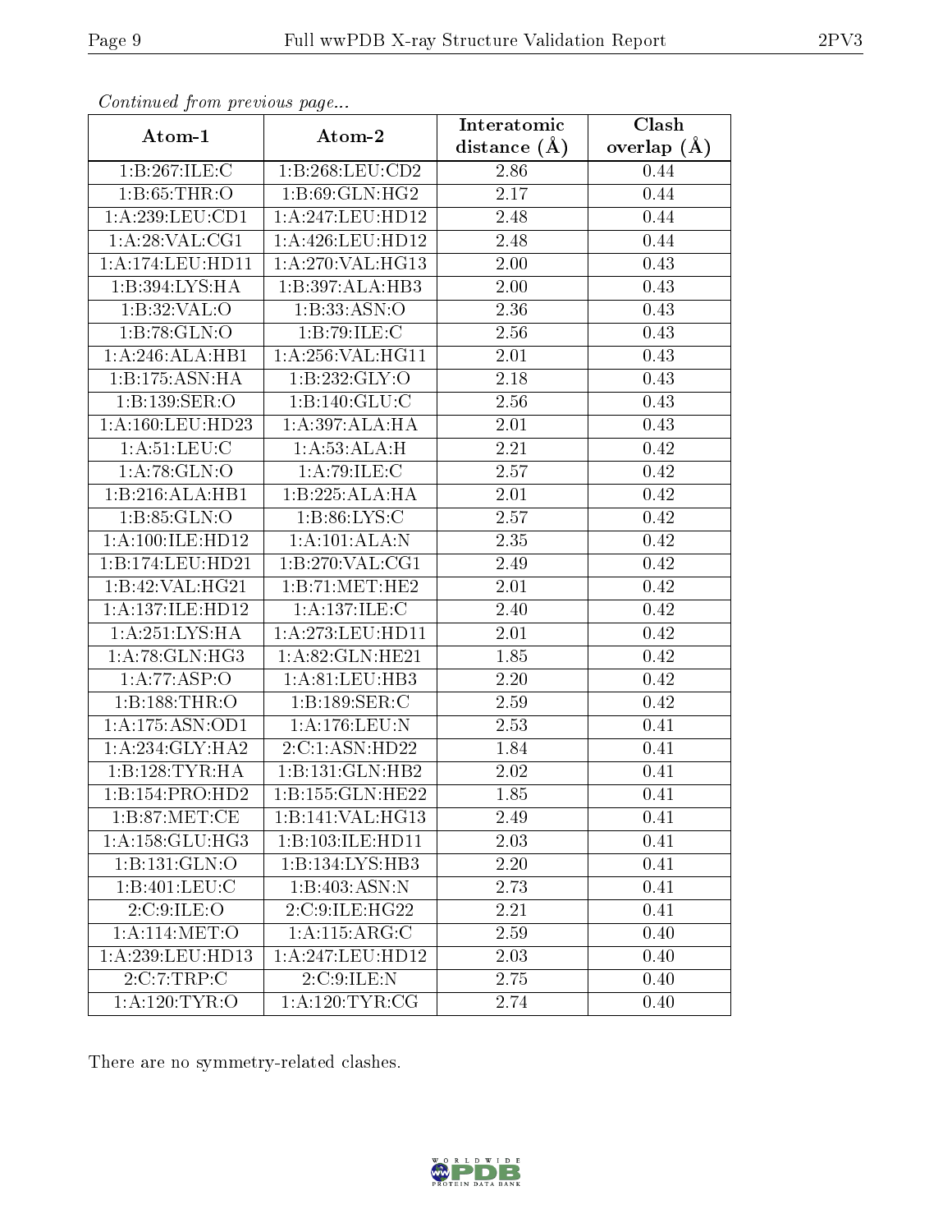*Continued from previous page...*

| Atom-1 | Atom-2 | Interatomic distance (Å) | Clash overlap (Å) |
|---|---|---|---|
| 1:B:267:ILE:C | 1:B:268:LEU:CD2 | 2.86 | 0.44 |
| 1:B:65:THR:O | 1:B:69:GLN:HG2 | 2.17 | 0.44 |
| 1:A:239:LEU:CD1 | 1:A:247:LEU:HD12 | 2.48 | 0.44 |
| 1:A:28:VAL:CG1 | 1:A:426:LEU:HD12 | 2.48 | 0.44 |
| 1:A:174:LEU:HD11 | 1:A:270:VAL:HG13 | 2.00 | 0.43 |
| 1:B:394:LYS:HA | 1:B:397:ALA:HB3 | 2.00 | 0.43 |
| 1:B:32:VAL:O | 1:B:33:ASN:O | 2.36 | 0.43 |
| 1:B:78:GLN:O | 1:B:79:ILE:C | 2.56 | 0.43 |
| 1:A:246:ALA:HB1 | 1:A:256:VAL:HG11 | 2.01 | 0.43 |
| 1:B:175:ASN:HA | 1:B:232:GLY:O | 2.18 | 0.43 |
| 1:B:139:SER:O | 1:B:140:GLU:C | 2.56 | 0.43 |
| 1:A:160:LEU:HD23 | 1:A:397:ALA:HA | 2.01 | 0.43 |
| 1:A:51:LEU:C | 1:A:53:ALA:H | 2.21 | 0.42 |
| 1:A:78:GLN:O | 1:A:79:ILE:C | 2.57 | 0.42 |
| 1:B:216:ALA:HB1 | 1:B:225:ALA:HA | 2.01 | 0.42 |
| 1:B:85:GLN:O | 1:B:86:LYS:C | 2.57 | 0.42 |
| 1:A:100:ILE:HD12 | 1:A:101:ALA:N | 2.35 | 0.42 |
| 1:B:174:LEU:HD21 | 1:B:270:VAL:CG1 | 2.49 | 0.42 |
| 1:B:42:VAL:HG21 | 1:B:71:MET:HE2 | 2.01 | 0.42 |
| 1:A:137:ILE:HD12 | 1:A:137:ILE:C | 2.40 | 0.42 |
| 1:A:251:LYS:HA | 1:A:273:LEU:HD11 | 2.01 | 0.42 |
| 1:A:78:GLN:HG3 | 1:A:82:GLN:HE21 | 1.85 | 0.42 |
| 1:A:77:ASP:O | 1:A:81:LEU:HB3 | 2.20 | 0.42 |
| 1:B:188:THR:O | 1:B:189:SER:C | 2.59 | 0.42 |
| 1:A:175:ASN:OD1 | 1:A:176:LEU:N | 2.53 | 0.41 |
| 1:A:234:GLY:HA2 | 2:C:1:ASN:HD22 | 1.84 | 0.41 |
| 1:B:128:TYR:HA | 1:B:131:GLN:HB2 | 2.02 | 0.41 |
| 1:B:154:PRO:HD2 | 1:B:155:GLN:HE22 | 1.85 | 0.41 |
| 1:B:87:MET:CE | 1:B:141:VAL:HG13 | 2.49 | 0.41 |
| 1:A:158:GLU:HG3 | 1:B:103:ILE:HD11 | 2.03 | 0.41 |
| 1:B:131:GLN:O | 1:B:134:LYS:HB3 | 2.20 | 0.41 |
| 1:B:401:LEU:C | 1:B:403:ASN:N | 2.73 | 0.41 |
| 2:C:9:ILE:O | 2:C:9:ILE:HG22 | 2.21 | 0.41 |
| 1:A:114:MET:O | 1:A:115:ARG:C | 2.59 | 0.40 |
| 1:A:239:LEU:HD13 | 1:A:247:LEU:HD12 | 2.03 | 0.40 |
| 2:C:7:TRP:C | 2:C:9:ILE:N | 2.75 | 0.40 |
| 1:A:120:TYR:O | 1:A:120:TYR:CG | 2.74 | 0.40 |

There are no symmetry-related clashes.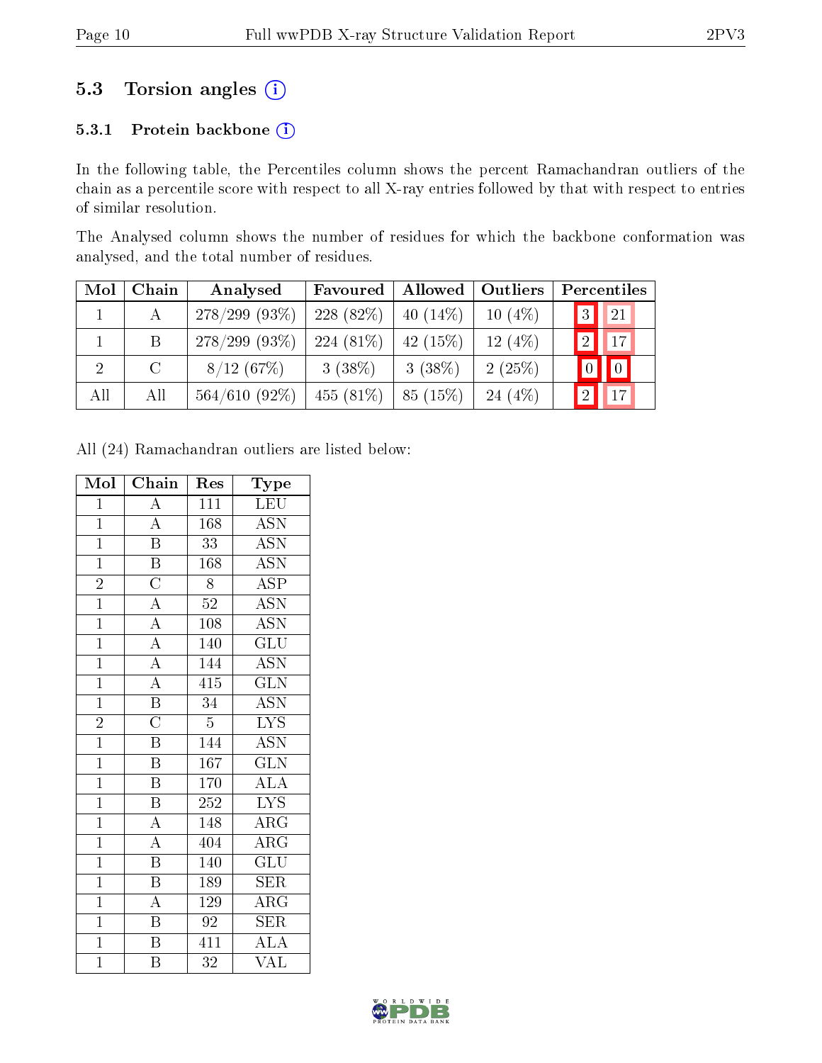## 5.3 Torsion angles (i)

### 5.3.1 Protein backbone (i)

In the following table, the Percentiles column shows the percent Ramachandran outliers of the chain as a percentile score with respect to all X-ray entries followed by that with respect to entries of similar resolution.

The Analysed column shows the number of residues for which the backbone conformation was analysed, and the total number of residues.

| Mol | Chain | Analysed | Favoured | Allowed | Outliers | Percentiles | |
|---|---|---|---|---|---|---|---|
| 1 | A | 278/299 (93%) | 228 (82%) | 40 (14%) | 10 (4%) | 3 | 21 |
| 1 | B | 278/299 (93%) | 224 (81%) | 42 (15%) | 12 (4%) | 2 | 17 |
| 2 | C | 8/12 (67%) | 3 (38%) | 3 (38%) | 2 (25%) | 0 | 0 |
| All | All | 564/610 (92%) | 455 (81%) | 85 (15%) | 24 (4%) | 2 | 17 |

All (24) Ramachandran outliers are listed below:

| Mol | Chain | Res | Type |
|---|---|---|---|
| 1 | A | 111 | LEU |
| 1 | A | 168 | ASN |
| 1 | B | 33 | ASN |
| 1 | B | 168 | ASN |
| 2 | C | 8 | ASP |
| 1 | A | 52 | ASN |
| 1 | A | 108 | ASN |
| 1 | A | 140 | GLU |
| 1 | A | 144 | ASN |
| 1 | A | 415 | GLN |
| 1 | B | 34 | ASN |
| 2 | C | 5 | LYS |
| 1 | B | 144 | ASN |
| 1 | B | 167 | GLN |
| 1 | B | 170 | ALA |
| 1 | B | 252 | LYS |
| 1 | A | 148 | ARG |
| 1 | A | 404 | ARG |
| 1 | B | 140 | GLU |
| 1 | B | 189 | SER |
| 1 | A | 129 | ARG |
| 1 | B | 92 | SER |
| 1 | B | 411 | ALA |
| 1 | B | 32 | VAL |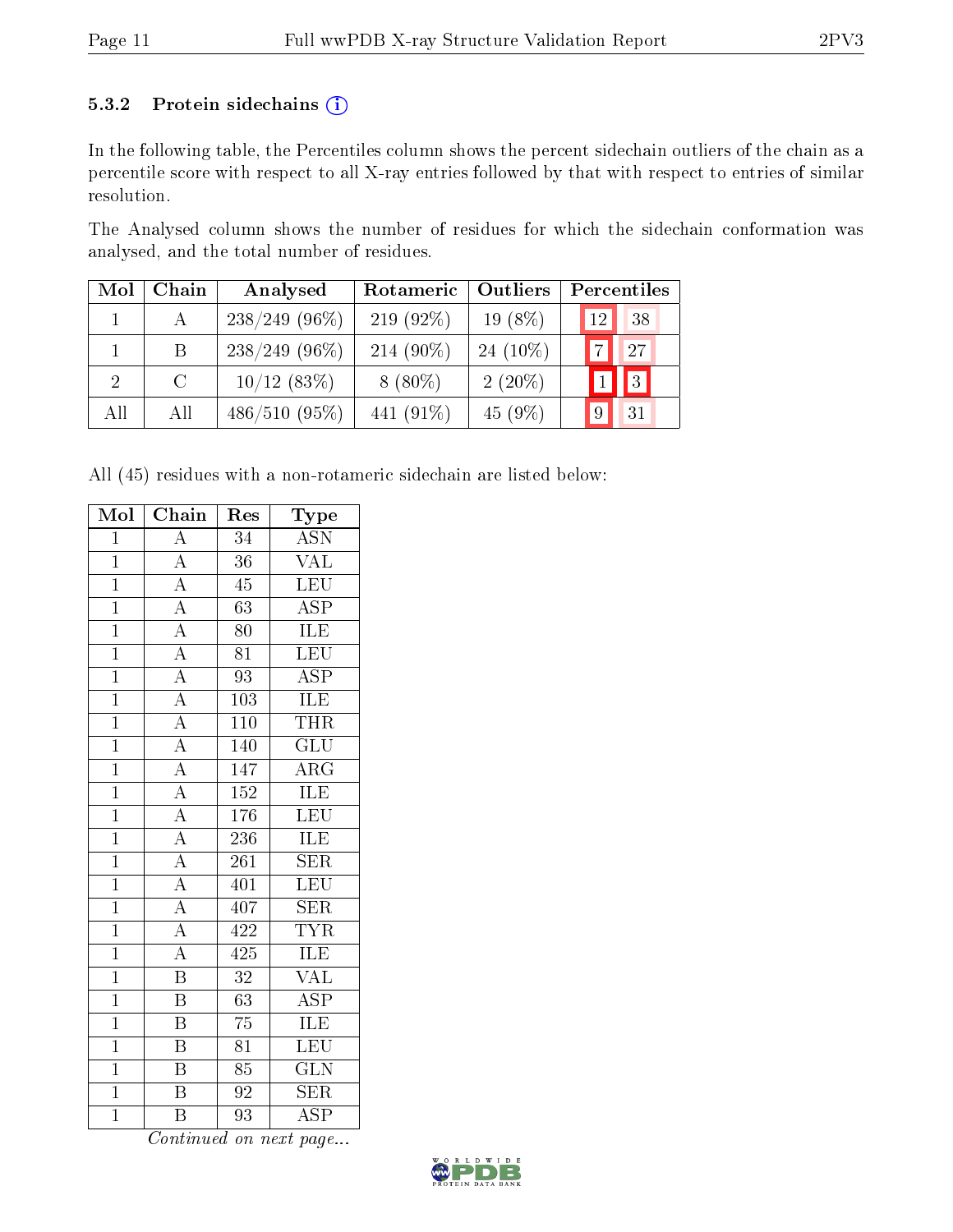### 5.3.2 Protein sidechains (i)

In the following table, the Percentiles column shows the percent sidechain outliers of the chain as a percentile score with respect to all X-ray entries followed by that with respect to entries of similar resolution.

The Analysed column shows the number of residues for which the sidechain conformation was analysed, and the total number of residues.

| Mol | Chain | Analysed | Rotameric | Outliers | Percentiles | |
|---|---|---|---|---|---|---|
| 1 | A | 238/249 (96%) | 219 (92%) | 19 (8%) | 12 | 38 |
| 1 | B | 238/249 (96%) | 214 (90%) | 24 (10%) | 7 | 27 |
| 2 | C | 10/12 (83%) | 8 (80%) | 2 (20%) | 1 | 3 |
| All | All | 486/510 (95%) | 441 (91%) | 45 (9%) | 9 | 31 |

All (45) residues with a non-rotameric sidechain are listed below:

| Mol | Chain | Res | Type |
|---|---|---|---|
| 1 | A | 34 | ASN |
| 1 | A | 36 | VAL |
| 1 | A | 45 | LEU |
| 1 | A | 63 | ASP |
| 1 | A | 80 | ILE |
| 1 | A | 81 | LEU |
| 1 | A | 93 | ASP |
| 1 | A | 103 | ILE |
| 1 | A | 110 | THR |
| 1 | A | 140 | GLU |
| 1 | A | 147 | ARG |
| 1 | A | 152 | ILE |
| 1 | A | 176 | LEU |
| 1 | A | 236 | ILE |
| 1 | A | 261 | SER |
| 1 | A | 401 | LEU |
| 1 | A | 407 | SER |
| 1 | A | 422 | TYR |
| 1 | A | 425 | ILE |
| 1 | B | 32 | VAL |
| 1 | B | 63 | ASP |
| 1 | B | 75 | ILE |
| 1 | B | 81 | LEU |
| 1 | B | 85 | GLN |
| 1 | B | 92 | SER |
| 1 | B | 93 | ASP |

*Continued on next page...*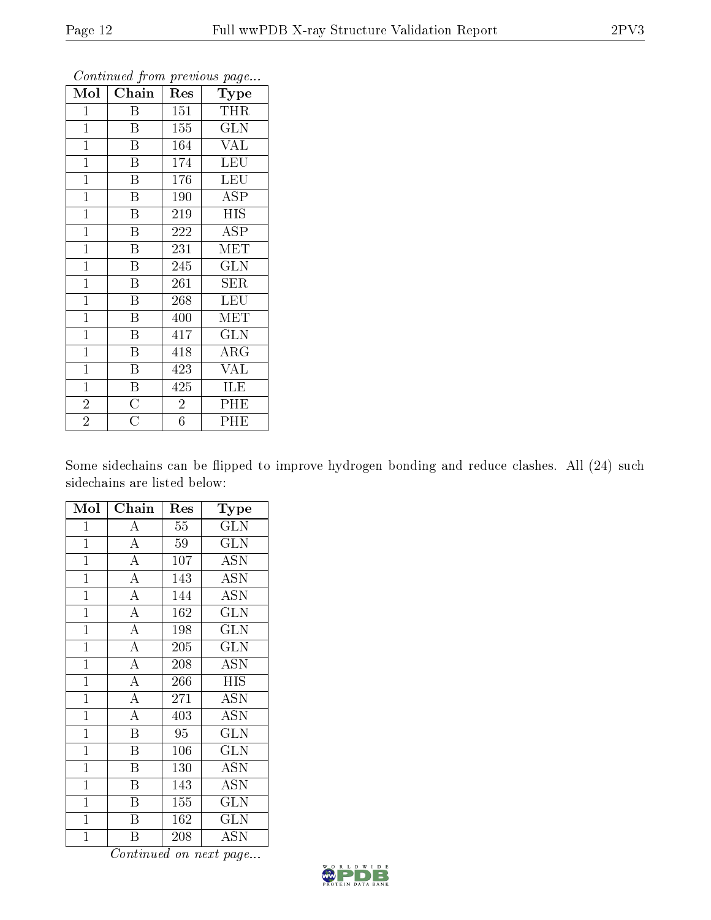*Continued from previous page...*

| Mol | Chain | Res | Type |
|---|---|---|---|
| 1 | B | 151 | THR |
| 1 | B | 155 | GLN |
| 1 | B | 164 | VAL |
| 1 | B | 174 | LEU |
| 1 | B | 176 | LEU |
| 1 | B | 190 | ASP |
| 1 | B | 219 | HIS |
| 1 | B | 222 | ASP |
| 1 | B | 231 | MET |
| 1 | B | 245 | GLN |
| 1 | B | 261 | SER |
| 1 | B | 268 | LEU |
| 1 | B | 400 | MET |
| 1 | B | 417 | GLN |
| 1 | B | 418 | ARG |
| 1 | B | 423 | VAL |
| 1 | B | 425 | ILE |
| 2 | C | 2 | PHE |
| 2 | C | 6 | PHE |

Some sidechains can be flipped to improve hydrogen bonding and reduce clashes. All (24) such sidechains are listed below:

| Mol | Chain | Res | Type |
|---|---|---|---|
| 1 | A | 55 | GLN |
| 1 | A | 59 | GLN |
| 1 | A | 107 | ASN |
| 1 | A | 143 | ASN |
| 1 | A | 144 | ASN |
| 1 | A | 162 | GLN |
| 1 | A | 198 | GLN |
| 1 | A | 205 | GLN |
| 1 | A | 208 | ASN |
| 1 | A | 266 | HIS |
| 1 | A | 271 | ASN |
| 1 | A | 403 | ASN |
| 1 | B | 95 | GLN |
| 1 | B | 106 | GLN |
| 1 | B | 130 | ASN |
| 1 | B | 143 | ASN |
| 1 | B | 155 | GLN |
| 1 | B | 162 | GLN |
| 1 | B | 208 | ASN |

*Continued on next page...*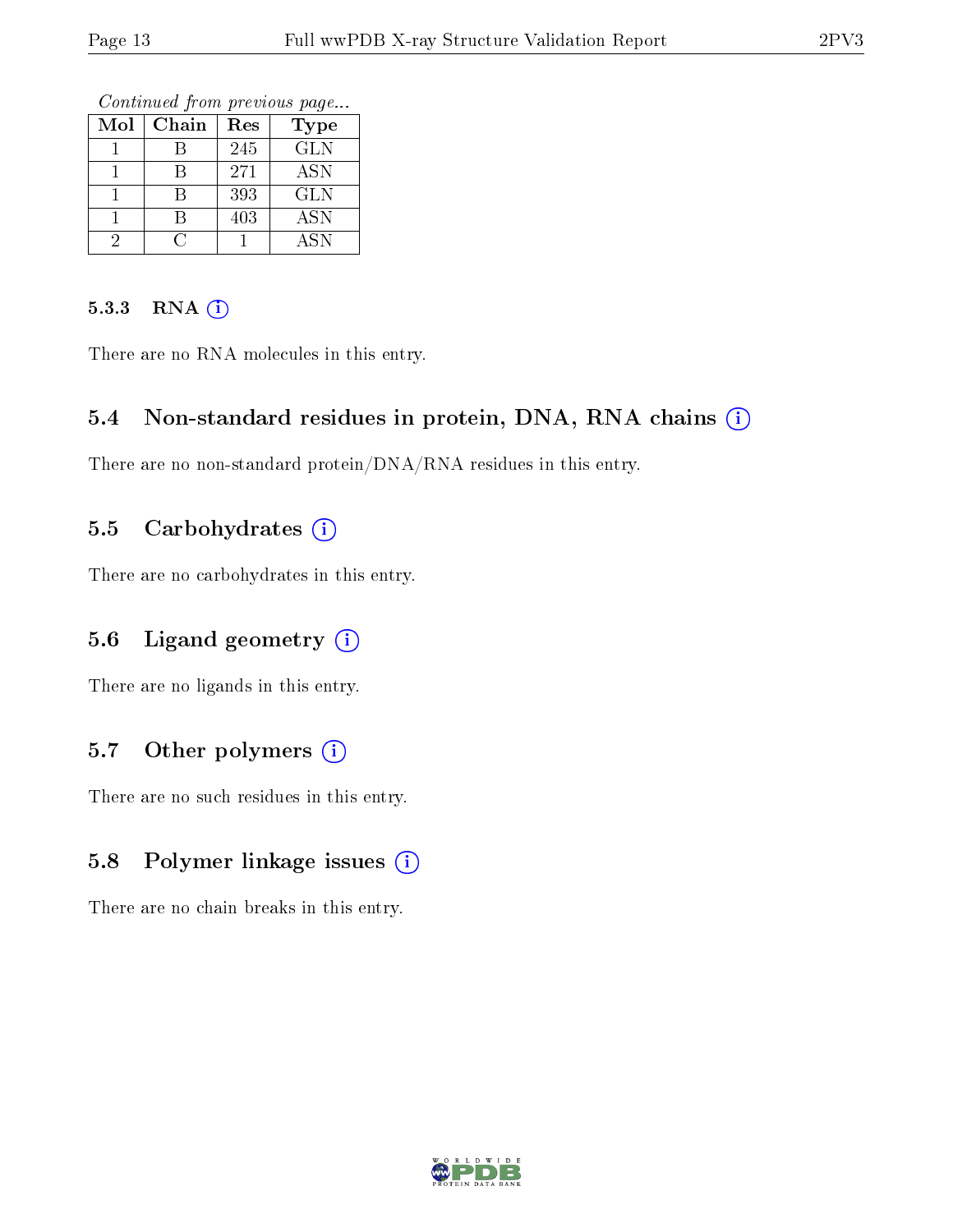*Continued from previous page...*

| Mol | Chain | Res | Type |
|---|---|---|---|
| 1 | B | 245 | GLN |
| 1 | B | 271 | ASN |
| 1 | B | 393 | GLN |
| 1 | B | 403 | ASN |
| 2 | C | 1 | ASN |

#### 5.3.3 RNA

There are no RNA molecules in this entry.

### 5.4 Non-standard residues in protein, DNA, RNA chains

There are no non-standard protein/DNA/RNA residues in this entry.

### 5.5 Carbohydrates

There are no carbohydrates in this entry.

### 5.6 Ligand geometry

There are no ligands in this entry.

### 5.7 Other polymers

There are no such residues in this entry.

### 5.8 Polymer linkage issues

There are no chain breaks in this entry.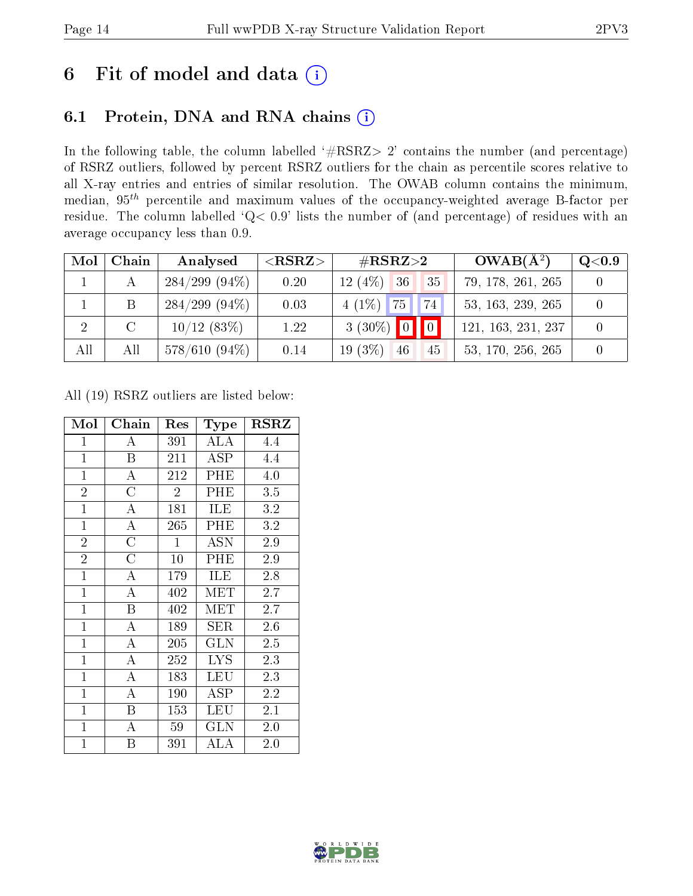# 6 Fit of model and data

## 6.1 Protein, DNA and RNA chains

In the following table, the column labelled '#RSRZ> 2' contains the number (and percentage) of RSRZ outliers, followed by percent RSRZ outliers for the chain as percentile scores relative to all X-ray entries and entries of similar resolution. The OWAB column contains the minimum, median, $95^{th}$ percentile and maximum values of the occupancy-weighted average B-factor per residue. The column labelled 'Q< 0.9' lists the number of (and percentage) of residues with an average occupancy less than 0.9.

| Mol | Chain | Analysed | <RSRZ> | #RSRZ>2 | | | OWAB(Å$^2$) | Q<0.9 |
|---|---|---|---|---|---|---|---|---|
| 1 | A | 284/299 (94%) | 0.20 | 12 (4%) | 36 | 35 | 79, 178, 261, 265 | 0 |
| 1 | B | 284/299 (94%) | 0.03 | 4 (1%) | 75 | 74 | 53, 163, 239, 265 | 0 |
| 2 | C | 10/12 (83%) | 1.22 | 3 (30%) | 0 | 0 | 121, 163, 231, 237 | 0 |
| All | All | 578/610 (94%) | 0.14 | 19 (3%) | 46 | 45 | 53, 170, 256, 265 | 0 |

All (19) RSRZ outliers are listed below:

| Mol | Chain | Res | Type | RSRZ |
|---|---|---|---|---|
| 1 | A | 391 | ALA | 4.4 |
| 1 | B | 211 | ASP | 4.4 |
| 1 | A | 212 | PHE | 4.0 |
| 2 | C | 2 | PHE | 3.5 |
| 1 | A | 181 | ILE | 3.2 |
| 1 | A | 265 | PHE | 3.2 |
| 2 | C | 1 | ASN | 2.9 |
| 2 | C | 10 | PHE | 2.9 |
| 1 | A | 179 | ILE | 2.8 |
| 1 | A | 402 | MET | 2.7 |
| 1 | B | 402 | MET | 2.7 |
| 1 | A | 189 | SER | 2.6 |
| 1 | A | 205 | GLN | 2.5 |
| 1 | A | 252 | LYS | 2.3 |
| 1 | A | 183 | LEU | 2.3 |
| 1 | A | 190 | ASP | 2.2 |
| 1 | B | 153 | LEU | 2.1 |
| 1 | A | 59 | GLN | 2.0 |
| 1 | B | 391 | ALA | 2.0 |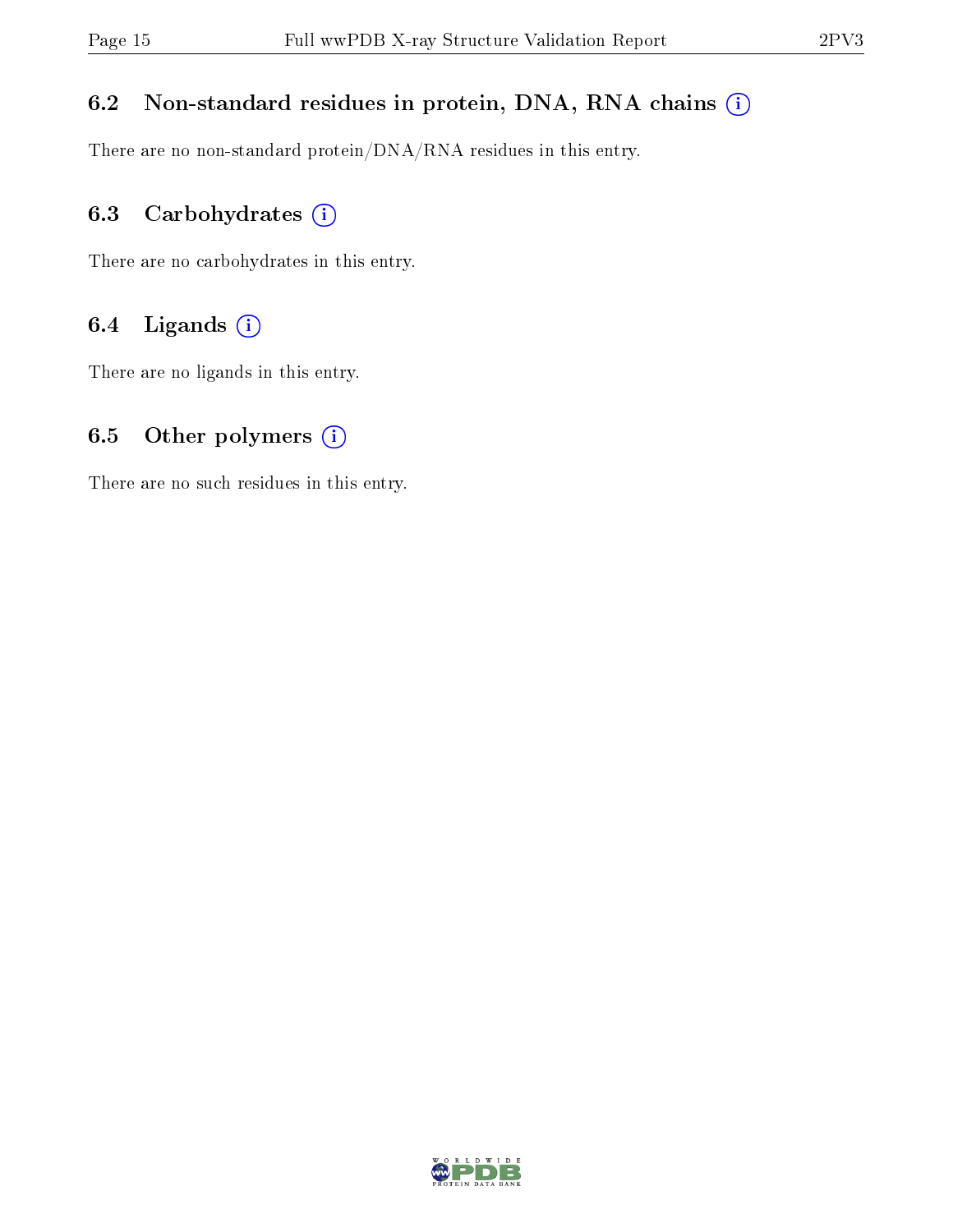## 6.2 Non-standard residues in protein, DNA, RNA chains

There are no non-standard protein/DNA/RNA residues in this entry.

## 6.3 Carbohydrates

There are no carbohydrates in this entry.

## 6.4 Ligands

There are no ligands in this entry.

## 6.5 Other polymers

There are no such residues in this entry.